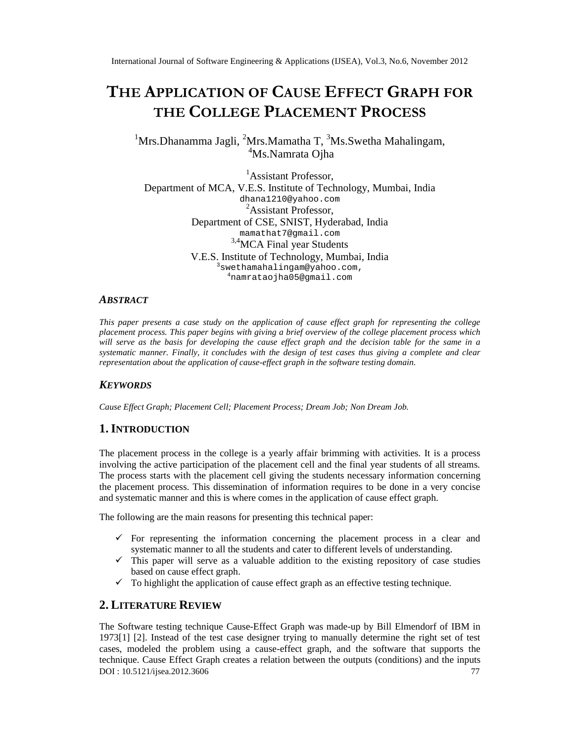# THE APPLICATION OF CAUSE EFFECT GRAPH FOR THE COLLEGE PLACEMENT PROCESS

[1]Mrs.Dhanamma Jagli, [2]Mrs.Mamatha T, [3]Ms.Swetha Mahalingam, [4]Ms.Namrata Ojha

[1]Assistant Professor,
Department of MCA, V.E.S. Institute of Technology, Mumbai, India
dhana1210@yahoo.com
[2]Assistant Professor,
Department of CSE, SNIST, Hyderabad, India
mamathat7@gmail.com
[3,4]MCA Final year Students
V.E.S. Institute of Technology, Mumbai, India
[3]swethamahalingam@yahoo.com,
[4]namrataojha05@gmail.com

### *ABSTRACT*

*This paper presents a case study on the application of cause effect graph for representing the college placement process. This paper begins with giving a brief overview of the college placement process which will serve as the basis for developing the cause effect graph and the decision table for the same in a systematic manner. Finally, it concludes with the design of test cases thus giving a complete and clear representation about the application of cause-effect graph in the software testing domain.*

### *KEYWORDS*

*Cause Effect Graph; Placement Cell; Placement Process; Dream Job; Non Dream Job.*

## 1. INTRODUCTION

The placement process in the college is a yearly affair brimming with activities. It is a process involving the active participation of the placement cell and the final year students of all streams. The process starts with the placement cell giving the students necessary information concerning the placement process. This dissemination of information requires to be done in a very concise and systematic manner and this is where comes in the application of cause effect graph.

The following are the main reasons for presenting this technical paper:

- ✓ For representing the information concerning the placement process in a clear and systematic manner to all the students and cater to different levels of understanding.
- ✓ This paper will serve as a valuable addition to the existing repository of case studies based on cause effect graph.
- ✓ To highlight the application of cause effect graph as an effective testing technique.

## 2. LITERATURE REVIEW

The Software testing technique Cause-Effect Graph was made-up by Bill Elmendorf of IBM in 1973[1] [2]. Instead of the test case designer trying to manually determine the right set of test cases, modeled the problem using a cause-effect graph, and the software that supports the technique. Cause Effect Graph creates a relation between the outputs (conditions) and the inputs

DOI : 10.5121/ijsea.2012.3606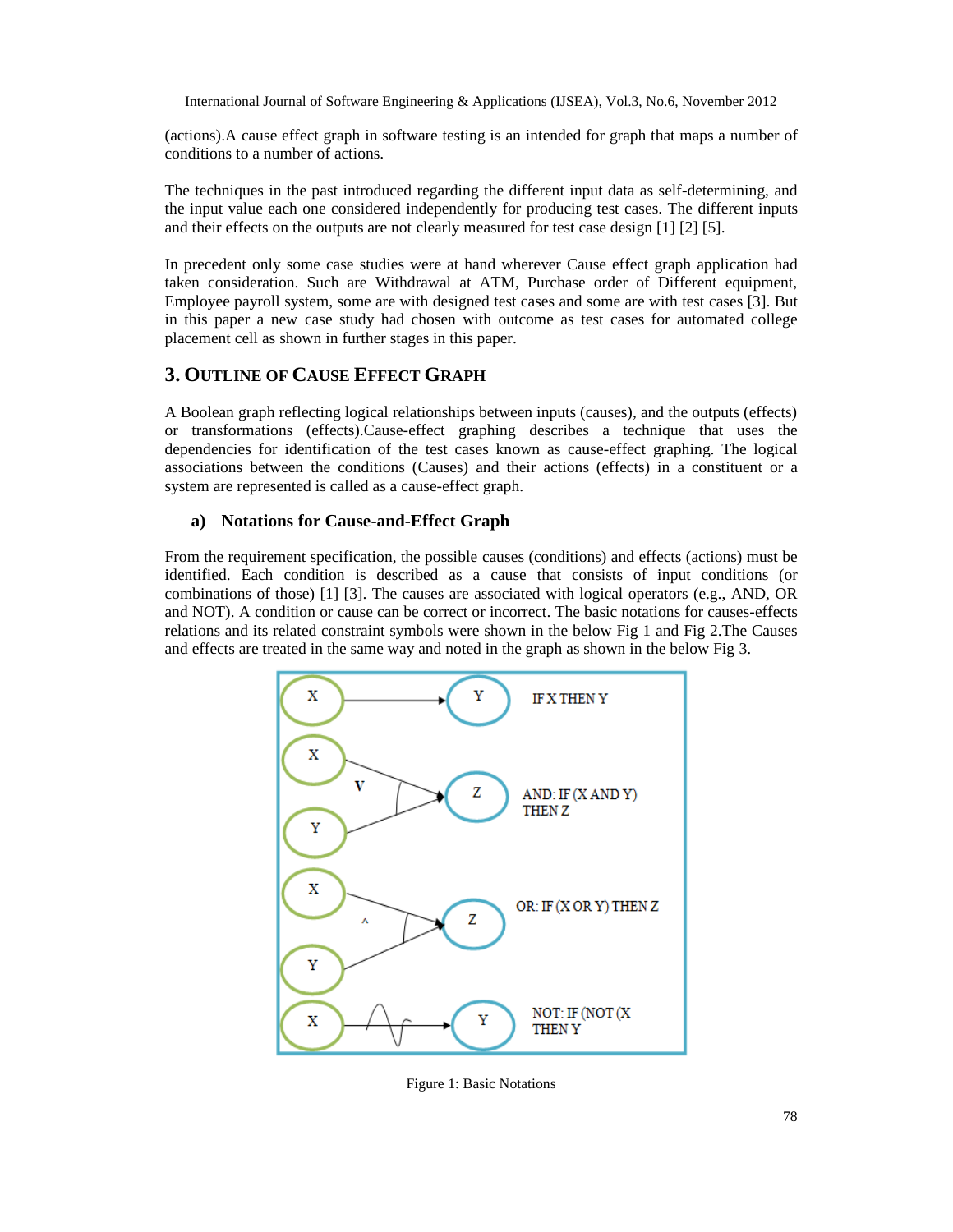(actions).A cause effect graph in software testing is an intended for graph that maps a number of conditions to a number of actions.

The techniques in the past introduced regarding the different input data as self-determining, and the input value each one considered independently for producing test cases. The different inputs and their effects on the outputs are not clearly measured for test case design [1] [2] [5].

In precedent only some case studies were at hand wherever Cause effect graph application had taken consideration. Such are Withdrawal at ATM, Purchase order of Different equipment, Employee payroll system, some are with designed test cases and some are with test cases [3]. But in this paper a new case study had chosen with outcome as test cases for automated college placement cell as shown in further stages in this paper.

## 3. Outline of Cause Effect Graph

A Boolean graph reflecting logical relationships between inputs (causes), and the outputs (effects) or transformations (effects).Cause-effect graphing describes a technique that uses the dependencies for identification of the test cases known as cause-effect graphing. The logical associations between the conditions (Causes) and their actions (effects) in a constituent or a system are represented is called as a cause-effect graph.

### a) Notations for Cause-and-Effect Graph

From the requirement specification, the possible causes (conditions) and effects (actions) must be identified. Each condition is described as a cause that consists of input conditions (or combinations of those) [1] [3]. The causes are associated with logical operators (e.g., AND, OR and NOT). A condition or cause can be correct or incorrect. The basic notations for causes-effects relations and its related constraint symbols were shown in the below Fig 1 and Fig 2.The Causes and effects are treated in the same way and noted in the graph as shown in the below Fig 3.

Figure 1: Basic Notations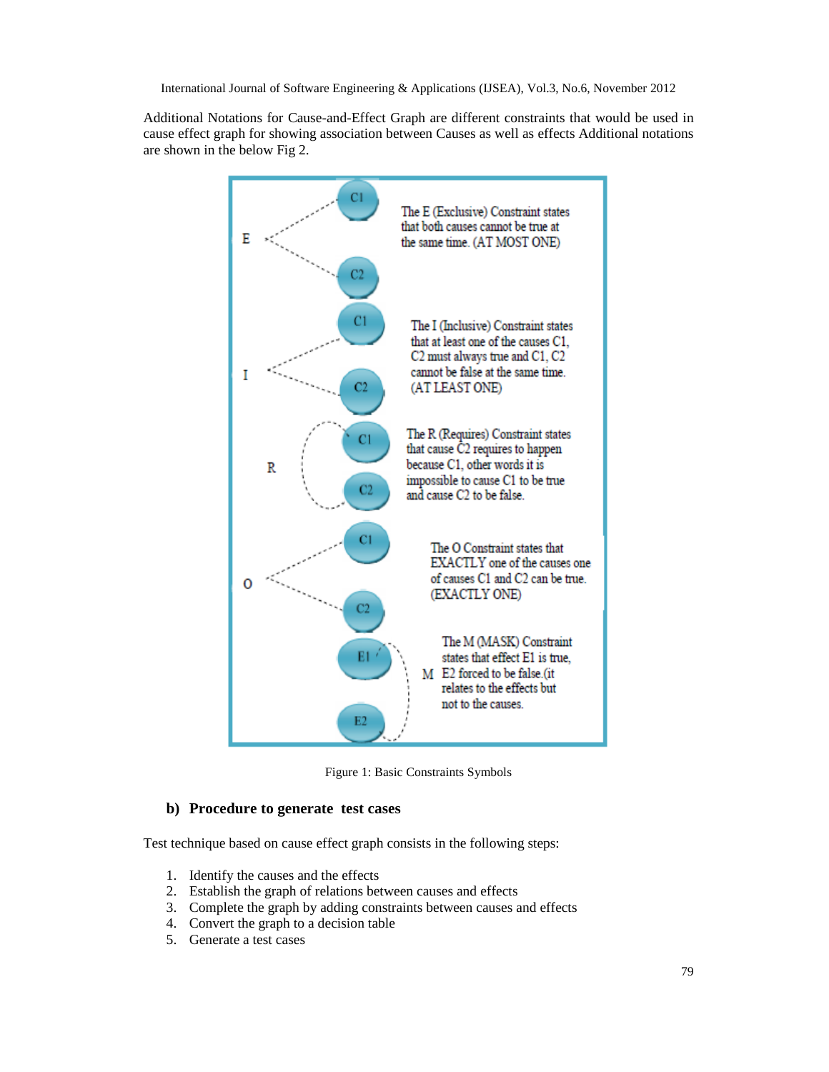Additional Notations for Cause-and-Effect Graph are different constraints that would be used in cause effect graph for showing association between Causes as well as effects Additional notations are shown in the below Fig 2.

E — C1, C2: The E (Exclusive) Constraint states that both causes cannot be true at the same time. (AT MOST ONE)

I — C1, C2: The I (Inclusive) Constraint states that at least one of the causes C1, C2 must always true and C1, C2 cannot be false at the same time. (AT LEAST ONE)

R — C1, C2: The R (Requires) Constraint states that cause C2 requires to happen because C1, other words it is impossible to cause C1 to be true and cause C2 to be false.

O — C1, C2: The O Constraint states that EXACTLY one of the causes one of causes C1 and C2 can be true. (EXACTLY ONE)

M — E1, E2: The M (MASK) Constraint states that effect E1 is true, E2 forced to be false.(it relates to the effects but not to the causes.

Figure 1: Basic Constraints Symbols

### b) Procedure to generate test cases

Test technique based on cause effect graph consists in the following steps:

1. Identify the causes and the effects
2. Establish the graph of relations between causes and effects
3. Complete the graph by adding constraints between causes and effects
4. Convert the graph to a decision table
5. Generate a test cases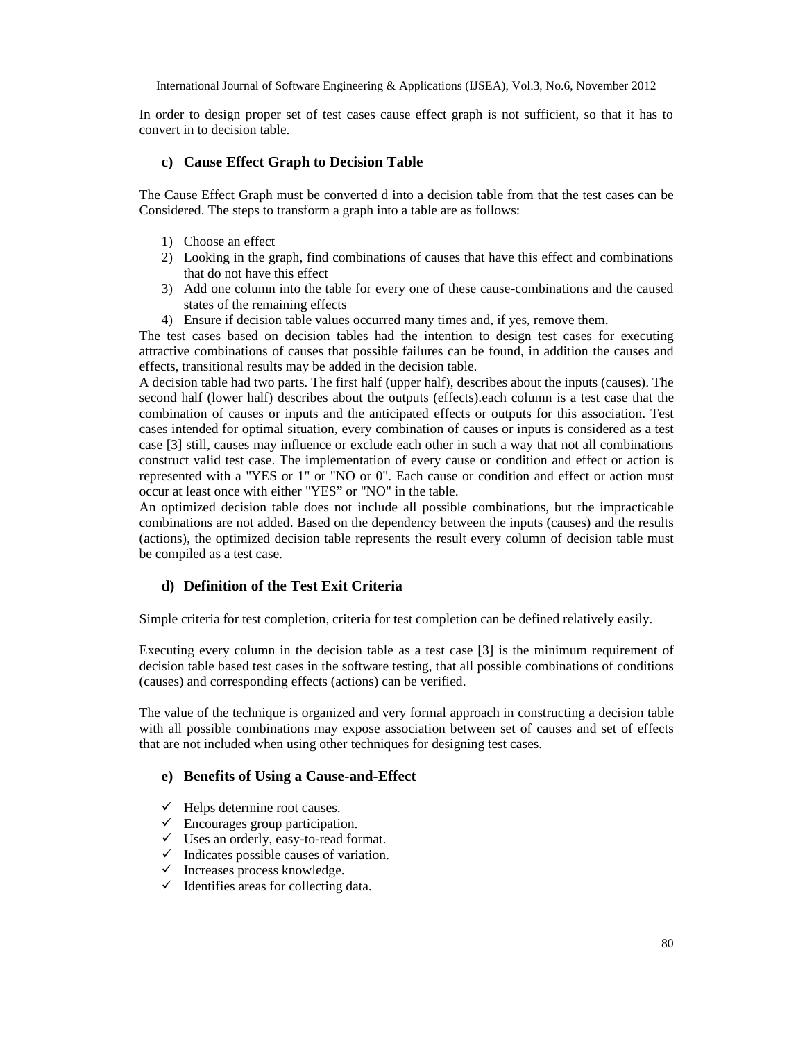In order to design proper set of test cases cause effect graph is not sufficient, so that it has to convert in to decision table.

### c) Cause Effect Graph to Decision Table

The Cause Effect Graph must be converted d into a decision table from that the test cases can be Considered. The steps to transform a graph into a table are as follows:

1) Choose an effect
2) Looking in the graph, find combinations of causes that have this effect and combinations that do not have this effect
3) Add one column into the table for every one of these cause-combinations and the caused states of the remaining effects
4) Ensure if decision table values occurred many times and, if yes, remove them.

The test cases based on decision tables had the intention to design test cases for executing attractive combinations of causes that possible failures can be found, in addition the causes and effects, transitional results may be added in the decision table.

A decision table had two parts. The first half (upper half), describes about the inputs (causes). The second half (lower half) describes about the outputs (effects).each column is a test case that the combination of causes or inputs and the anticipated effects or outputs for this association. Test cases intended for optimal situation, every combination of causes or inputs is considered as a test case [3] still, causes may influence or exclude each other in such a way that not all combinations construct valid test case. The implementation of every cause or condition and effect or action is represented with a "YES or 1" or "NO or 0". Each cause or condition and effect or action must occur at least once with either "YES" or "NO" in the table.

An optimized decision table does not include all possible combinations, but the impracticable combinations are not added. Based on the dependency between the inputs (causes) and the results (actions), the optimized decision table represents the result every column of decision table must be compiled as a test case.

### d) Definition of the Test Exit Criteria

Simple criteria for test completion, criteria for test completion can be defined relatively easily.

Executing every column in the decision table as a test case [3] is the minimum requirement of decision table based test cases in the software testing, that all possible combinations of conditions (causes) and corresponding effects (actions) can be verified.

The value of the technique is organized and very formal approach in constructing a decision table with all possible combinations may expose association between set of causes and set of effects that are not included when using other techniques for designing test cases.

### e) Benefits of Using a Cause-and-Effect

- ✓ Helps determine root causes.
- ✓ Encourages group participation.
- ✓ Uses an orderly, easy-to-read format.
- ✓ Indicates possible causes of variation.
- ✓ Increases process knowledge.
- ✓ Identifies areas for collecting data.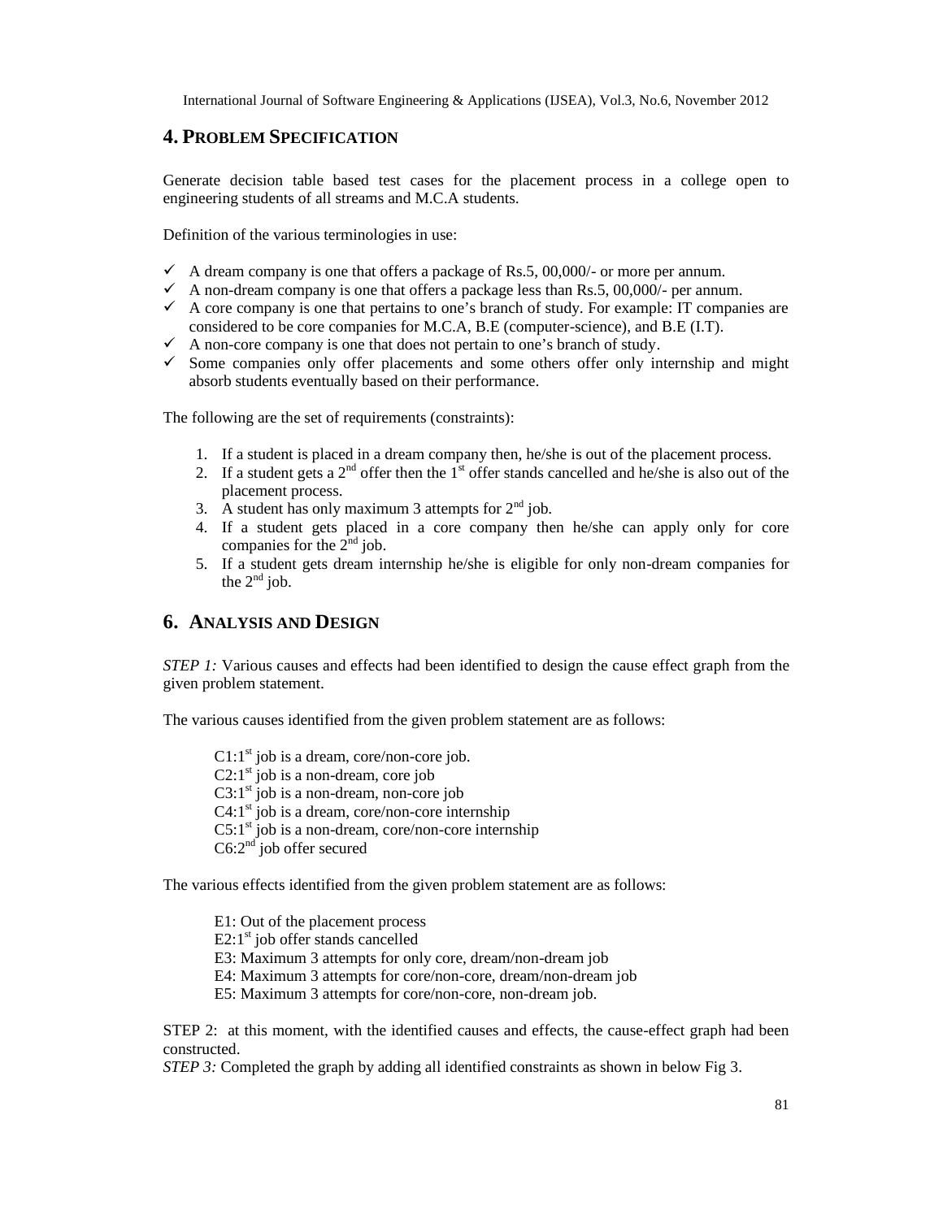## 4. PROBLEM SPECIFICATION

Generate decision table based test cases for the placement process in a college open to engineering students of all streams and M.C.A students.

Definition of the various terminologies in use:

- ✓ A dream company is one that offers a package of Rs.5, 00,000/- or more per annum.
- ✓ A non-dream company is one that offers a package less than Rs.5, 00,000/- per annum.
- ✓ A core company is one that pertains to one's branch of study. For example: IT companies are considered to be core companies for M.C.A, B.E (computer-science), and B.E (I.T).
- ✓ A non-core company is one that does not pertain to one's branch of study.
- ✓ Some companies only offer placements and some others offer only internship and might absorb students eventually based on their performance.

The following are the set of requirements (constraints):

1. If a student is placed in a dream company then, he/she is out of the placement process.
2. If a student gets a 2nd offer then the 1st offer stands cancelled and he/she is also out of the placement process.
3. A student has only maximum 3 attempts for 2nd job.
4. If a student gets placed in a core company then he/she can apply only for core companies for the 2nd job.
5. If a student gets dream internship he/she is eligible for only non-dream companies for the 2nd job.

## 6. ANALYSIS AND DESIGN

*STEP 1:* Various causes and effects had been identified to design the cause effect graph from the given problem statement.

The various causes identified from the given problem statement are as follows:

C1:1st job is a dream, core/non-core job.
C2:1st job is a non-dream, core job
C3:1st job is a non-dream, non-core job
C4:1st job is a dream, core/non-core internship
C5:1st job is a non-dream, core/non-core internship
C6:2nd job offer secured

The various effects identified from the given problem statement are as follows:

E1: Out of the placement process
E2:1st job offer stands cancelled
E3: Maximum 3 attempts for only core, dream/non-dream job
E4: Maximum 3 attempts for core/non-core, dream/non-dream job
E5: Maximum 3 attempts for core/non-core, non-dream job.

STEP 2: at this moment, with the identified causes and effects, the cause-effect graph had been constructed.
*STEP 3:* Completed the graph by adding all identified constraints as shown in below Fig 3.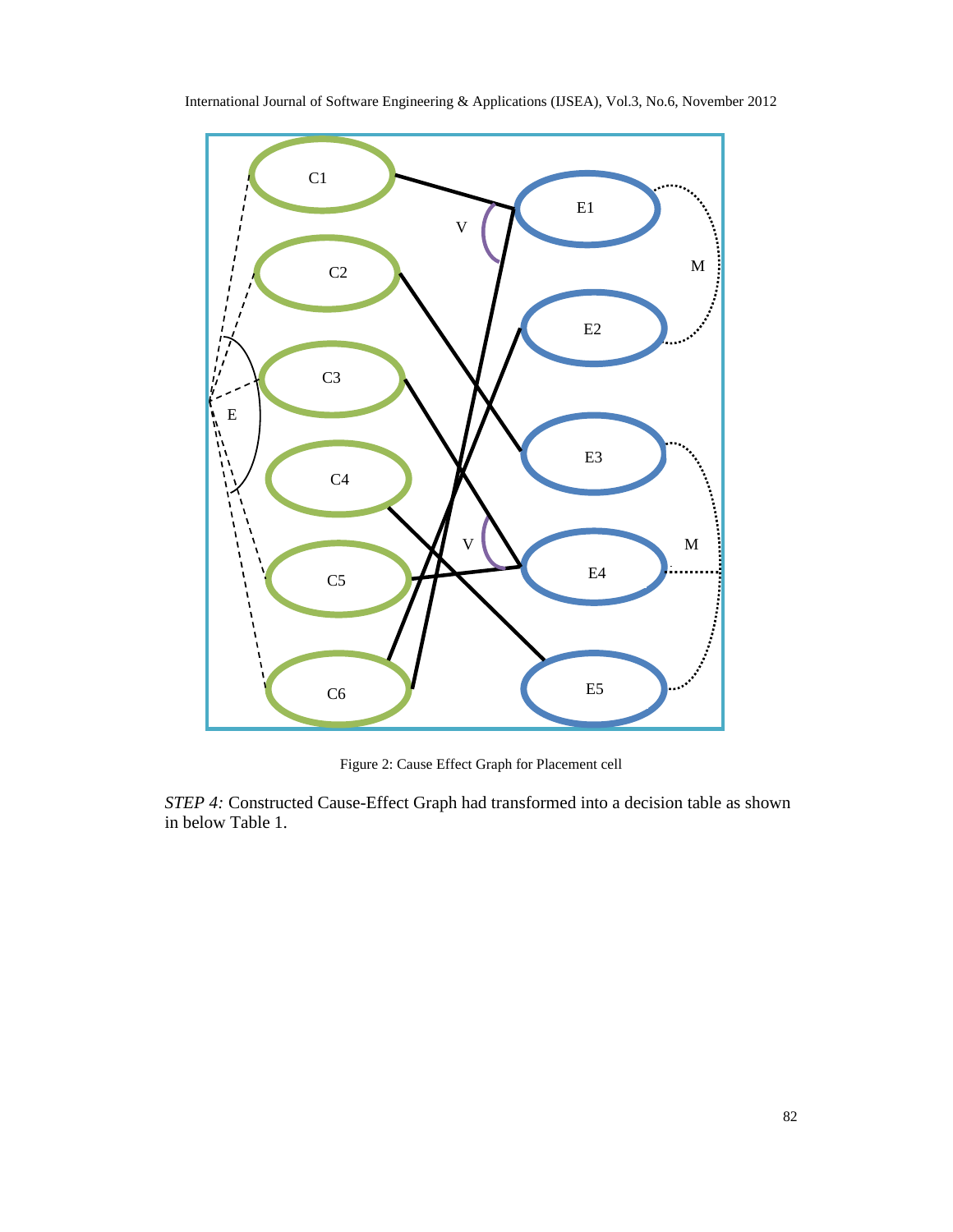Figure 2: Cause Effect Graph for Placement cell

*STEP 4:* Constructed Cause-Effect Graph had transformed into a decision table as shown in below Table 1.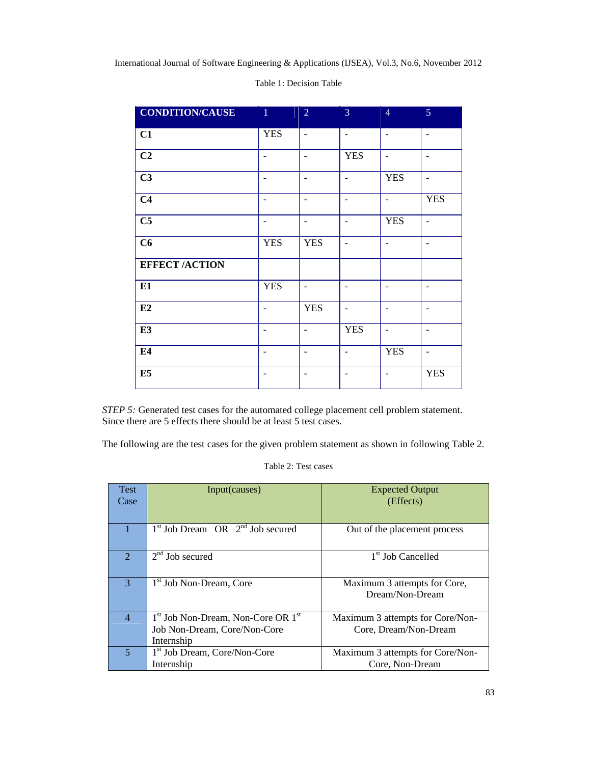Table 1: Decision Table

| CONDITION/CAUSE | 1 | 2 | 3 | 4 | 5 |
|---|---|---|---|---|---|
| **C1** | YES | - | - | - | - |
| **C2** | - | - | YES | - | - |
| **C3** | - | - | - | YES | - |
| **C4** | - | - | - | - | YES |
| **C5** | - | - | - | YES | - |
| **C6** | YES | YES | - | - | - |
| **EFFECT /ACTION** | | | | | |
| **E1** | YES | - | - | - | - |
| **E2** | - | YES | - | - | - |
| **E3** | - | - | YES | - | - |
| **E4** | - | - | - | YES | - |
| **E5** | - | - | - | - | YES |

*STEP 5:* Generated test cases for the automated college placement cell problem statement. Since there are 5 effects there should be at least 5 test cases.

The following are the test cases for the given problem statement as shown in following Table 2.

Table 2: Test cases

| Test Case | Input(causes) | Expected Output (Effects) |
|---|---|---|
| 1 | 1st Job Dream OR 2nd Job secured | Out of the placement process |
| 2 | 2nd Job secured | 1st Job Cancelled |
| 3 | 1st Job Non-Dream, Core | Maximum 3 attempts for Core, Dream/Non-Dream |
| 4 | 1st Job Non-Dream, Non-Core OR 1st Job Non-Dream, Core/Non-Core Internship | Maximum 3 attempts for Core/Non-Core, Dream/Non-Dream |
| 5 | 1st Job Dream, Core/Non-Core Internship | Maximum 3 attempts for Core/Non-Core, Non-Dream |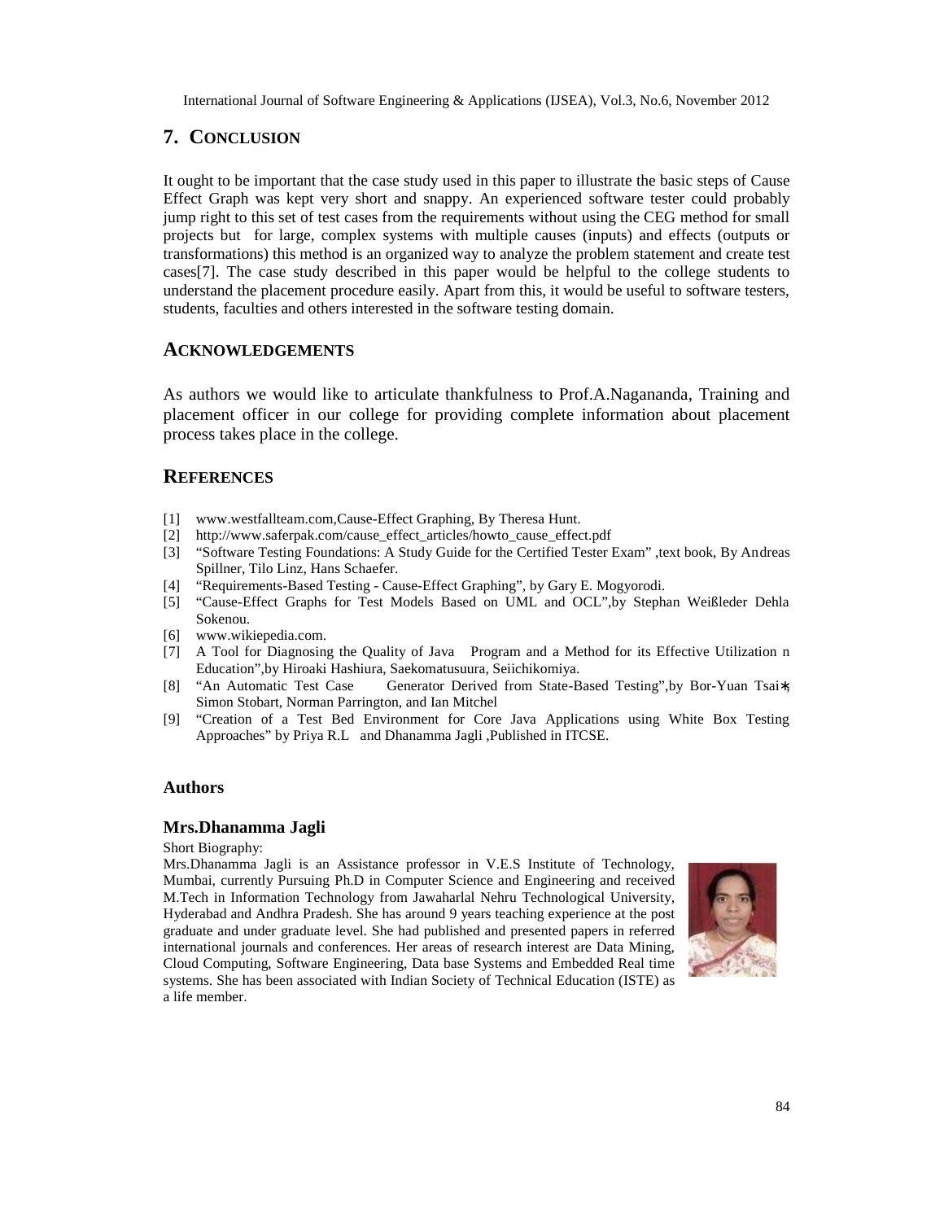## 7. CONCLUSION

It ought to be important that the case study used in this paper to illustrate the basic steps of Cause Effect Graph was kept very short and snappy. An experienced software tester could probably jump right to this set of test cases from the requirements without using the CEG method for small projects but for large, complex systems with multiple causes (inputs) and effects (outputs or transformations) this method is an organized way to analyze the problem statement and create test cases[7]. The case study described in this paper would be helpful to the college students to understand the placement procedure easily. Apart from this, it would be useful to software testers, students, faculties and others interested in the software testing domain.

## ACKNOWLEDGEMENTS

As authors we would like to articulate thankfulness to Prof.A.Nagananda, Training and placement officer in our college for providing complete information about placement process takes place in the college.

## REFERENCES

[1] www.westfallteam.com,Cause-Effect Graphing, By Theresa Hunt.

[2] http://www.saferpak.com/cause_effect_articles/howto_cause_effect.pdf

[3] "Software Testing Foundations: A Study Guide for the Certified Tester Exam" ,text book, By Andreas Spillner, Tilo Linz, Hans Schaefer.

[4] "Requirements-Based Testing - Cause-Effect Graphing", by Gary E. Mogyorodi.

[5] "Cause-Effect Graphs for Test Models Based on UML and OCL",by Stephan Weißleder Dehla Sokenou.

[6] www.wikiepedia.com.

[7] A Tool for Diagnosing the Quality of Java Program and a Method for its Effective Utilization n Education",by Hiroaki Hashiura, Saekomatusuura, Seiichikomiya.

[8] "An Automatic Test Case Generator Derived from State-Based Testing",by Bor-Yuan Tsai∗, Simon Stobart, Norman Parrington, and Ian Mitchel

[9] "Creation of a Test Bed Environment for Core Java Applications using White Box Testing Approaches" by Priya R.L and Dhanamma Jagli ,Published in ITCSE.

### Authors

#### Mrs.Dhanamma Jagli

Short Biography:

Mrs.Dhanamma Jagli is an Assistance professor in V.E.S Institute of Technology, Mumbai, currently Pursuing Ph.D in Computer Science and Engineering and received M.Tech in Information Technology from Jawaharlal Nehru Technological University, Hyderabad and Andhra Pradesh. She has around 9 years teaching experience at the post graduate and under graduate level. She had published and presented papers in referred international journals and conferences. Her areas of research interest are Data Mining, Cloud Computing, Software Engineering, Data base Systems and Embedded Real time systems. She has been associated with Indian Society of Technical Education (ISTE) as a life member.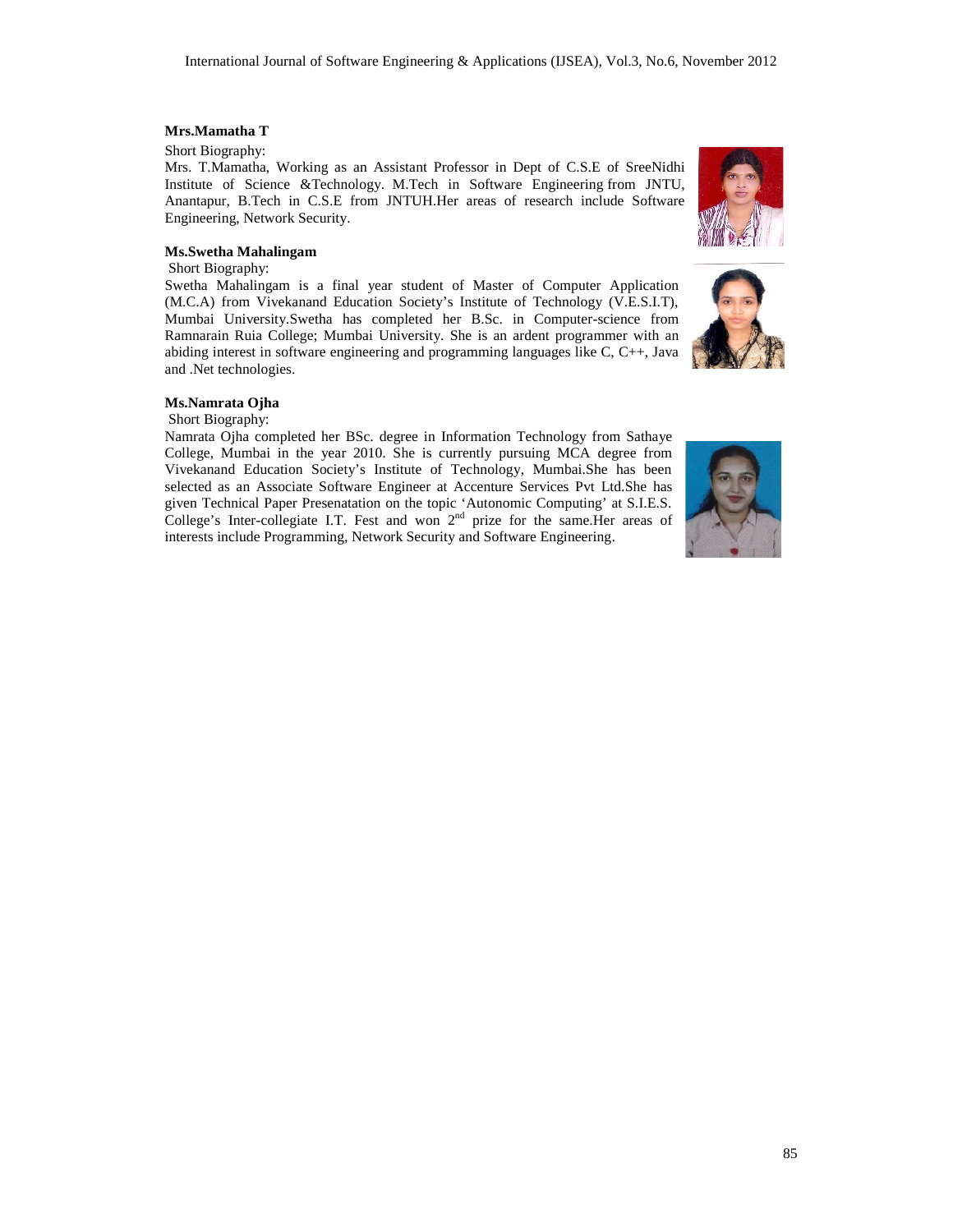**Mrs.Mamatha T**

Short Biography:

Mrs. T.Mamatha, Working as an Assistant Professor in Dept of C.S.E of SreeNidhi Institute of Science &Technology. M.Tech in Software Engineering from JNTU, Anantapur, B.Tech in C.S.E from JNTUH.Her areas of research include Software Engineering, Network Security.

**Ms.Swetha Mahalingam**

Short Biography:

Swetha Mahalingam is a final year student of Master of Computer Application (M.C.A) from Vivekanand Education Society's Institute of Technology (V.E.S.I.T), Mumbai University.Swetha has completed her B.Sc. in Computer-science from Ramnarain Ruia College; Mumbai University. She is an ardent programmer with an abiding interest in software engineering and programming languages like C, C++, Java and .Net technologies.

**Ms.Namrata Ojha**

Short Biography:

Namrata Ojha completed her BSc. degree in Information Technology from Sathaye College, Mumbai in the year 2010. She is currently pursuing MCA degree from Vivekanand Education Society's Institute of Technology, Mumbai.She has been selected as an Associate Software Engineer at Accenture Services Pvt Ltd.She has given Technical Paper Presenatation on the topic 'Autonomic Computing' at S.I.E.S. College's Inter-collegiate I.T. Fest and won 2nd prize for the same.Her areas of interests include Programming, Network Security and Software Engineering.